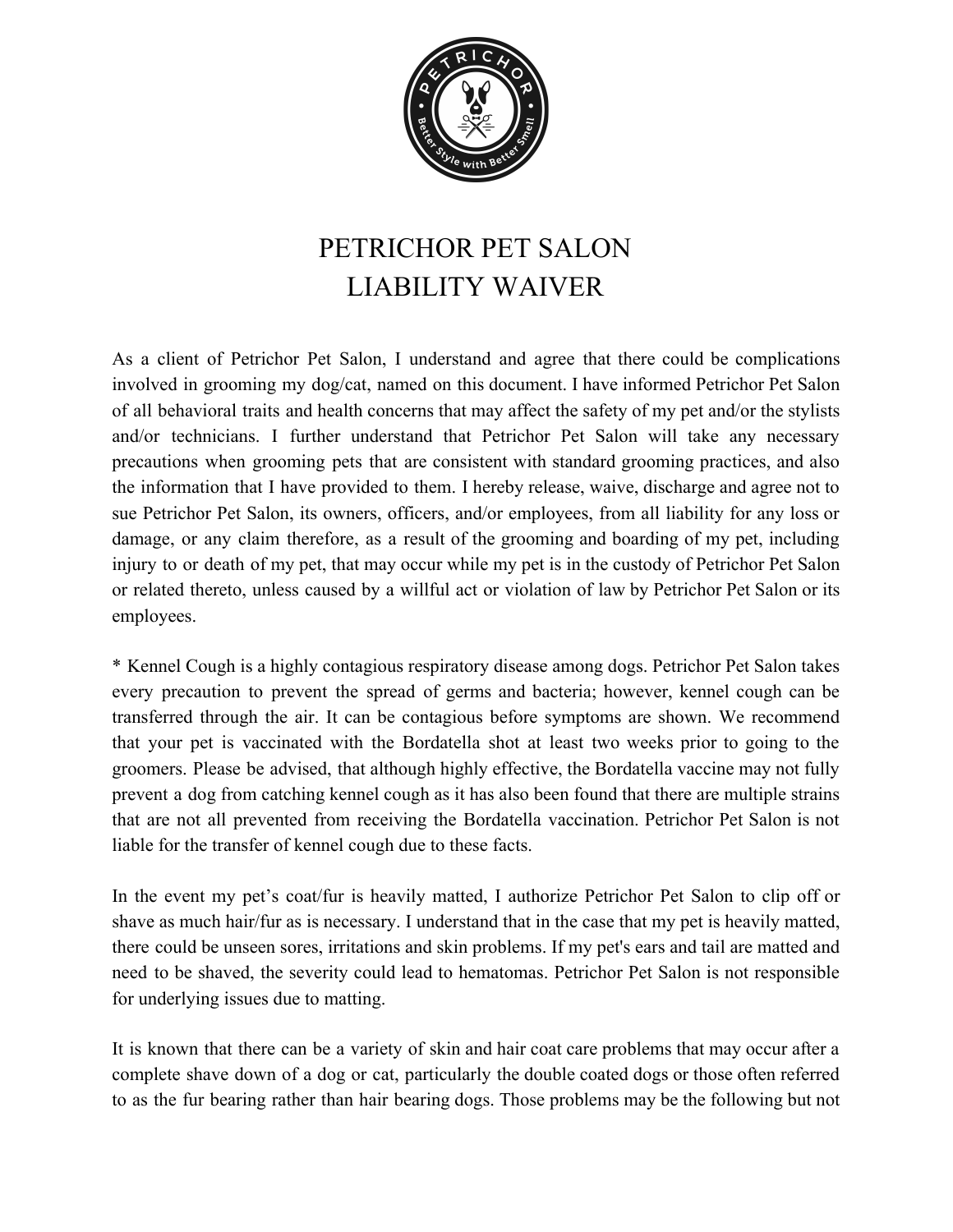# PETRICHOR PET SALON
# LIABILITY WAIVER

As a client of Petrichor Pet Salon, I understand and agree that there could be complications involved in grooming my dog/cat, named on this document. I have informed Petrichor Pet Salon of all behavioral traits and health concerns that may affect the safety of my pet and/or the stylists and/or technicians. I further understand that Petrichor Pet Salon will take any necessary precautions when grooming pets that are consistent with standard grooming practices, and also the information that I have provided to them. I hereby release, waive, discharge and agree not to sue Petrichor Pet Salon, its owners, officers, and/or employees, from all liability for any loss or damage, or any claim therefore, as a result of the grooming and boarding of my pet, including injury to or death of my pet, that may occur while my pet is in the custody of Petrichor Pet Salon or related thereto, unless caused by a willful act or violation of law by Petrichor Pet Salon or its employees.

* Kennel Cough is a highly contagious respiratory disease among dogs. Petrichor Pet Salon takes every precaution to prevent the spread of germs and bacteria; however, kennel cough can be transferred through the air. It can be contagious before symptoms are shown. We recommend that your pet is vaccinated with the Bordatella shot at least two weeks prior to going to the groomers. Please be advised, that although highly effective, the Bordatella vaccine may not fully prevent a dog from catching kennel cough as it has also been found that there are multiple strains that are not all prevented from receiving the Bordatella vaccination. Petrichor Pet Salon is not liable for the transfer of kennel cough due to these facts.

In the event my pet's coat/fur is heavily matted, I authorize Petrichor Pet Salon to clip off or shave as much hair/fur as is necessary. I understand that in the case that my pet is heavily matted, there could be unseen sores, irritations and skin problems. If my pet's ears and tail are matted and need to be shaved, the severity could lead to hematomas. Petrichor Pet Salon is not responsible for underlying issues due to matting.

It is known that there can be a variety of skin and hair coat care problems that may occur after a complete shave down of a dog or cat, particularly the double coated dogs or those often referred to as the fur bearing rather than hair bearing dogs. Those problems may be the following but not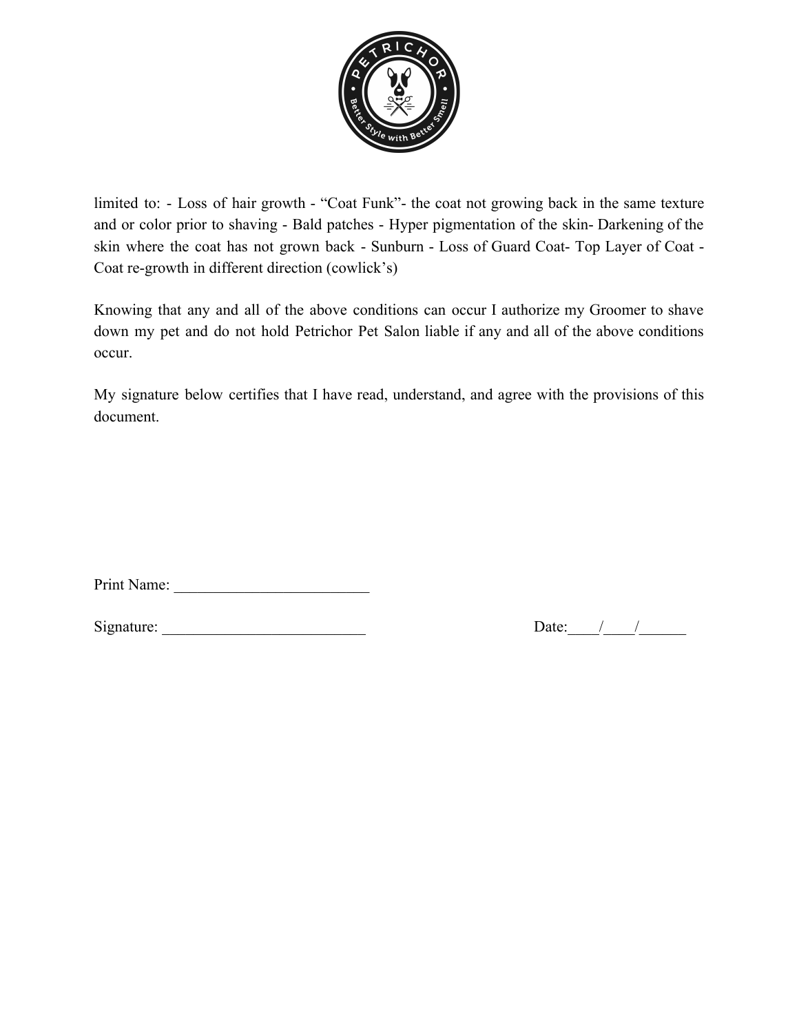limited to: - Loss of hair growth - "Coat Funk"- the coat not growing back in the same texture and or color prior to shaving - Bald patches - Hyper pigmentation of the skin- Darkening of the skin where the coat has not grown back - Sunburn - Loss of Guard Coat- Top Layer of Coat - Coat re-growth in different direction (cowlick's)

Knowing that any and all of the above conditions can occur I authorize my Groomer to shave down my pet and do not hold Petrichor Pet Salon liable if any and all of the above conditions occur.

My signature below certifies that I have read, understand, and agree with the provisions of this document.

Print Name: _________________________

Signature: __________________________ Date:____/____/______